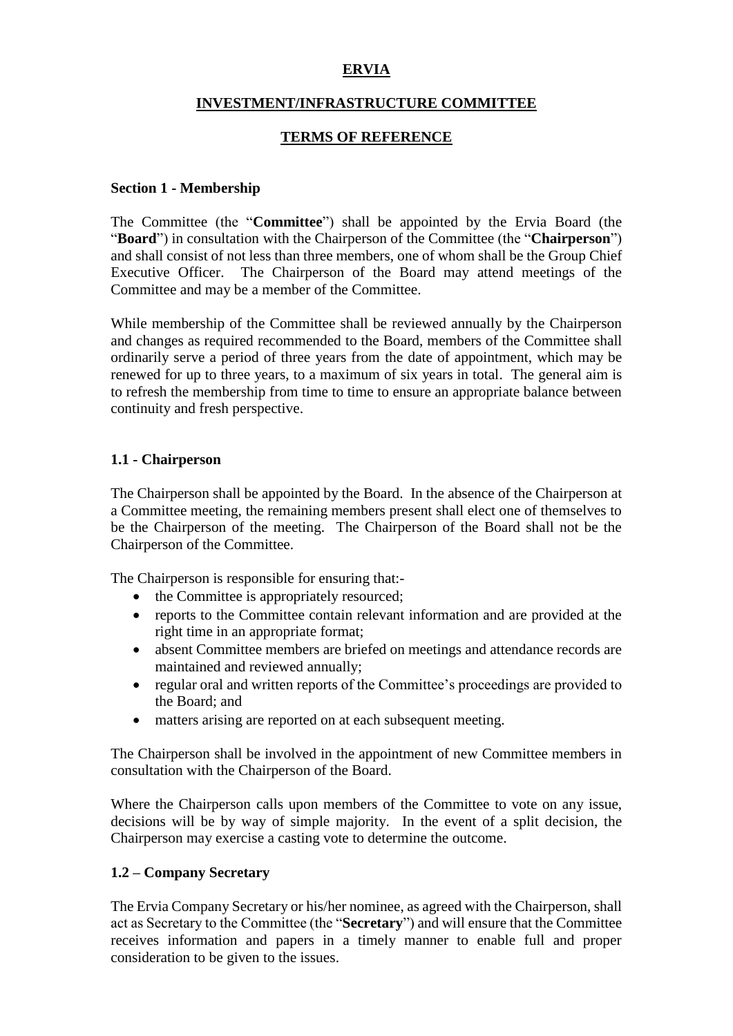# ERVIA

## INVESTMENT/INFRASTRUCTURE COMMITTEE

## TERMS OF REFERENCE

### Section 1 - Membership

The Committee (the "**Committee**") shall be appointed by the Ervia Board (the "**Board**") in consultation with the Chairperson of the Committee (the "**Chairperson**") and shall consist of not less than three members, one of whom shall be the Group Chief Executive Officer. The Chairperson of the Board may attend meetings of the Committee and may be a member of the Committee.

While membership of the Committee shall be reviewed annually by the Chairperson and changes as required recommended to the Board, members of the Committee shall ordinarily serve a period of three years from the date of appointment, which may be renewed for up to three years, to a maximum of six years in total. The general aim is to refresh the membership from time to time to ensure an appropriate balance between continuity and fresh perspective.

### 1.1 - Chairperson

The Chairperson shall be appointed by the Board. In the absence of the Chairperson at a Committee meeting, the remaining members present shall elect one of themselves to be the Chairperson of the meeting. The Chairperson of the Board shall not be the Chairperson of the Committee.

The Chairperson is responsible for ensuring that:-

- the Committee is appropriately resourced;
- reports to the Committee contain relevant information and are provided at the right time in an appropriate format;
- absent Committee members are briefed on meetings and attendance records are maintained and reviewed annually;
- regular oral and written reports of the Committee's proceedings are provided to the Board; and
- matters arising are reported on at each subsequent meeting.

The Chairperson shall be involved in the appointment of new Committee members in consultation with the Chairperson of the Board.

Where the Chairperson calls upon members of the Committee to vote on any issue, decisions will be by way of simple majority. In the event of a split decision, the Chairperson may exercise a casting vote to determine the outcome.

### 1.2 – Company Secretary

The Ervia Company Secretary or his/her nominee, as agreed with the Chairperson, shall act as Secretary to the Committee (the "**Secretary**") and will ensure that the Committee receives information and papers in a timely manner to enable full and proper consideration to be given to the issues.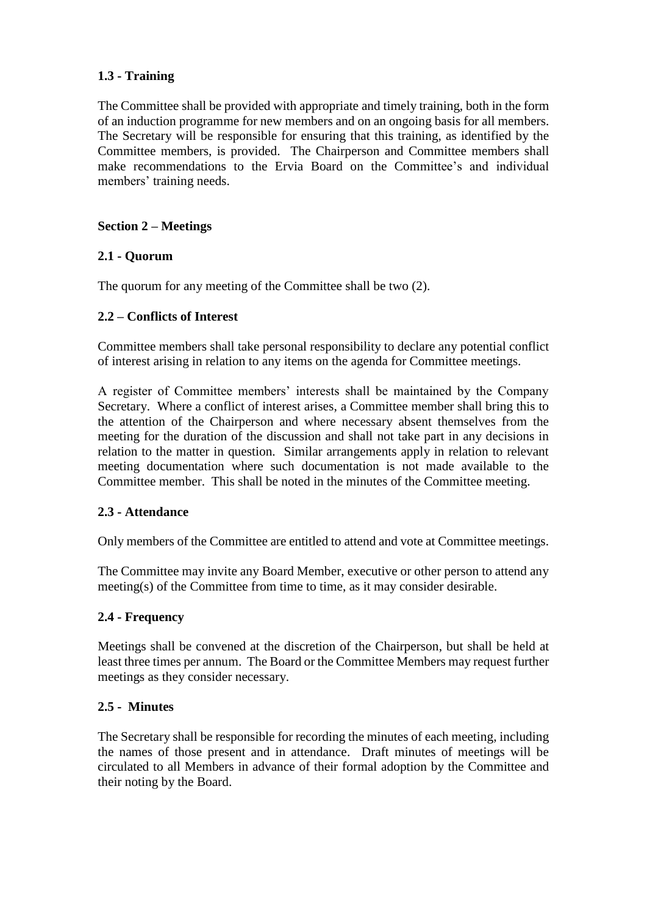### 1.3 - Training

The Committee shall be provided with appropriate and timely training, both in the form of an induction programme for new members and on an ongoing basis for all members. The Secretary will be responsible for ensuring that this training, as identified by the Committee members, is provided. The Chairperson and Committee members shall make recommendations to the Ervia Board on the Committee's and individual members' training needs.

## Section 2 – Meetings

### 2.1 - Quorum

The quorum for any meeting of the Committee shall be two (2).

### 2.2 – Conflicts of Interest

Committee members shall take personal responsibility to declare any potential conflict of interest arising in relation to any items on the agenda for Committee meetings.

A register of Committee members' interests shall be maintained by the Company Secretary. Where a conflict of interest arises, a Committee member shall bring this to the attention of the Chairperson and where necessary absent themselves from the meeting for the duration of the discussion and shall not take part in any decisions in relation to the matter in question. Similar arrangements apply in relation to relevant meeting documentation where such documentation is not made available to the Committee member. This shall be noted in the minutes of the Committee meeting.

### 2.3 - Attendance

Only members of the Committee are entitled to attend and vote at Committee meetings.

The Committee may invite any Board Member, executive or other person to attend any meeting(s) of the Committee from time to time, as it may consider desirable.

### 2.4 - Frequency

Meetings shall be convened at the discretion of the Chairperson, but shall be held at least three times per annum. The Board or the Committee Members may request further meetings as they consider necessary.

### 2.5 - Minutes

The Secretary shall be responsible for recording the minutes of each meeting, including the names of those present and in attendance. Draft minutes of meetings will be circulated to all Members in advance of their formal adoption by the Committee and their noting by the Board.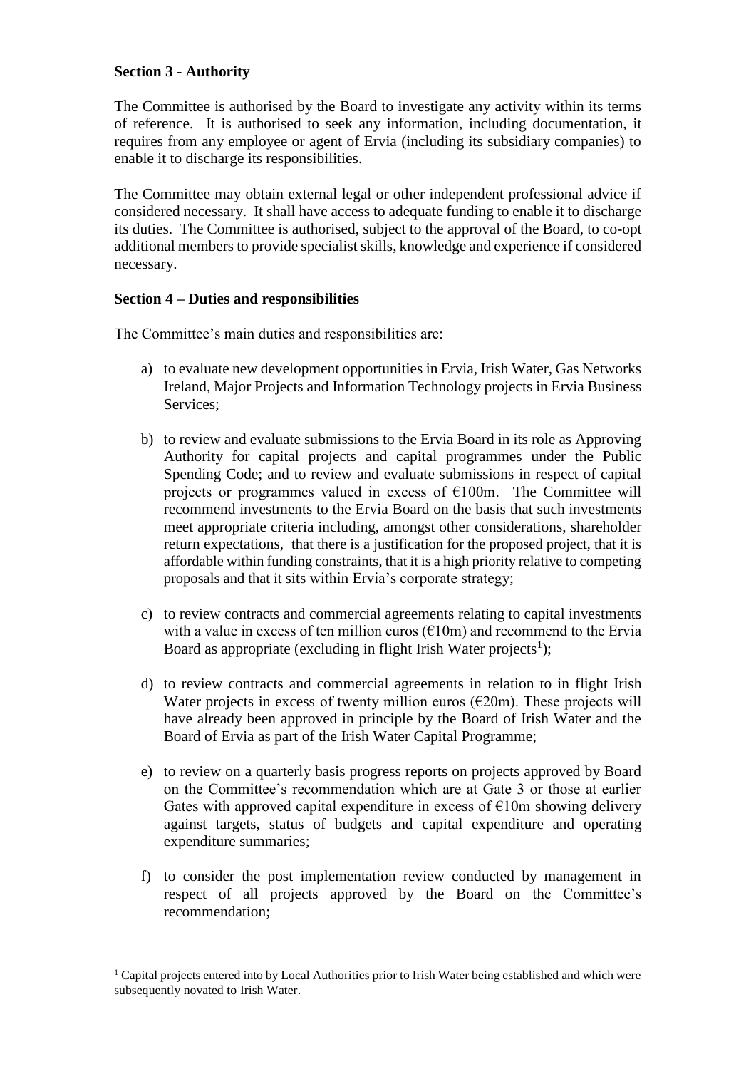**Section 3 - Authority**

The Committee is authorised by the Board to investigate any activity within its terms of reference. It is authorised to seek any information, including documentation, it requires from any employee or agent of Ervia (including its subsidiary companies) to enable it to discharge its responsibilities.

The Committee may obtain external legal or other independent professional advice if considered necessary. It shall have access to adequate funding to enable it to discharge its duties. The Committee is authorised, subject to the approval of the Board, to co-opt additional members to provide specialist skills, knowledge and experience if considered necessary.

**Section 4 – Duties and responsibilities**

The Committee's main duties and responsibilities are:

a) to evaluate new development opportunities in Ervia, Irish Water, Gas Networks Ireland, Major Projects and Information Technology projects in Ervia Business Services;

b) to review and evaluate submissions to the Ervia Board in its role as Approving Authority for capital projects and capital programmes under the Public Spending Code; and to review and evaluate submissions in respect of capital projects or programmes valued in excess of €100m. The Committee will recommend investments to the Ervia Board on the basis that such investments meet appropriate criteria including, amongst other considerations, shareholder return expectations, that there is a justification for the proposed project, that it is affordable within funding constraints, that it is a high priority relative to competing proposals and that it sits within Ervia's corporate strategy;

c) to review contracts and commercial agreements relating to capital investments with a value in excess of ten million euros (€10m) and recommend to the Ervia Board as appropriate (excluding in flight Irish Water projects[1]);

d) to review contracts and commercial agreements in relation to in flight Irish Water projects in excess of twenty million euros (€20m). These projects will have already been approved in principle by the Board of Irish Water and the Board of Ervia as part of the Irish Water Capital Programme;

e) to review on a quarterly basis progress reports on projects approved by Board on the Committee's recommendation which are at Gate 3 or those at earlier Gates with approved capital expenditure in excess of €10m showing delivery against targets, status of budgets and capital expenditure and operating expenditure summaries;

f) to consider the post implementation review conducted by management in respect of all projects approved by the Board on the Committee's recommendation;

---

[1] Capital projects entered into by Local Authorities prior to Irish Water being established and which were subsequently novated to Irish Water.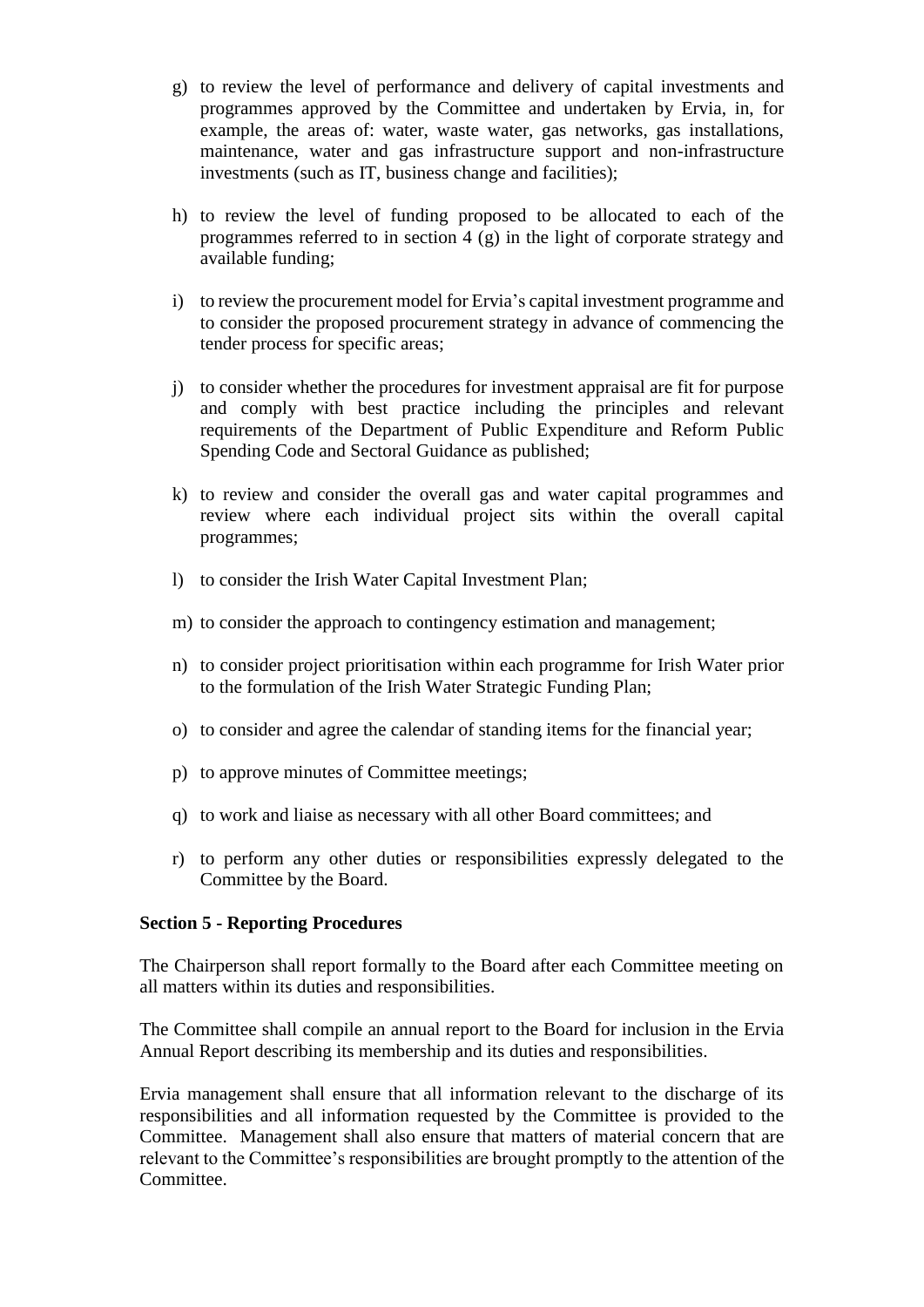g) to review the level of performance and delivery of capital investments and programmes approved by the Committee and undertaken by Ervia, in, for example, the areas of: water, waste water, gas networks, gas installations, maintenance, water and gas infrastructure support and non-infrastructure investments (such as IT, business change and facilities);

h) to review the level of funding proposed to be allocated to each of the programmes referred to in section 4 (g) in the light of corporate strategy and available funding;

i) to review the procurement model for Ervia's capital investment programme and to consider the proposed procurement strategy in advance of commencing the tender process for specific areas;

j) to consider whether the procedures for investment appraisal are fit for purpose and comply with best practice including the principles and relevant requirements of the Department of Public Expenditure and Reform Public Spending Code and Sectoral Guidance as published;

k) to review and consider the overall gas and water capital programmes and review where each individual project sits within the overall capital programmes;

l) to consider the Irish Water Capital Investment Plan;

m) to consider the approach to contingency estimation and management;

n) to consider project prioritisation within each programme for Irish Water prior to the formulation of the Irish Water Strategic Funding Plan;

o) to consider and agree the calendar of standing items for the financial year;

p) to approve minutes of Committee meetings;

q) to work and liaise as necessary with all other Board committees; and

r) to perform any other duties or responsibilities expressly delegated to the Committee by the Board.

**Section 5 - Reporting Procedures**

The Chairperson shall report formally to the Board after each Committee meeting on all matters within its duties and responsibilities.

The Committee shall compile an annual report to the Board for inclusion in the Ervia Annual Report describing its membership and its duties and responsibilities.

Ervia management shall ensure that all information relevant to the discharge of its responsibilities and all information requested by the Committee is provided to the Committee. Management shall also ensure that matters of material concern that are relevant to the Committee's responsibilities are brought promptly to the attention of the Committee.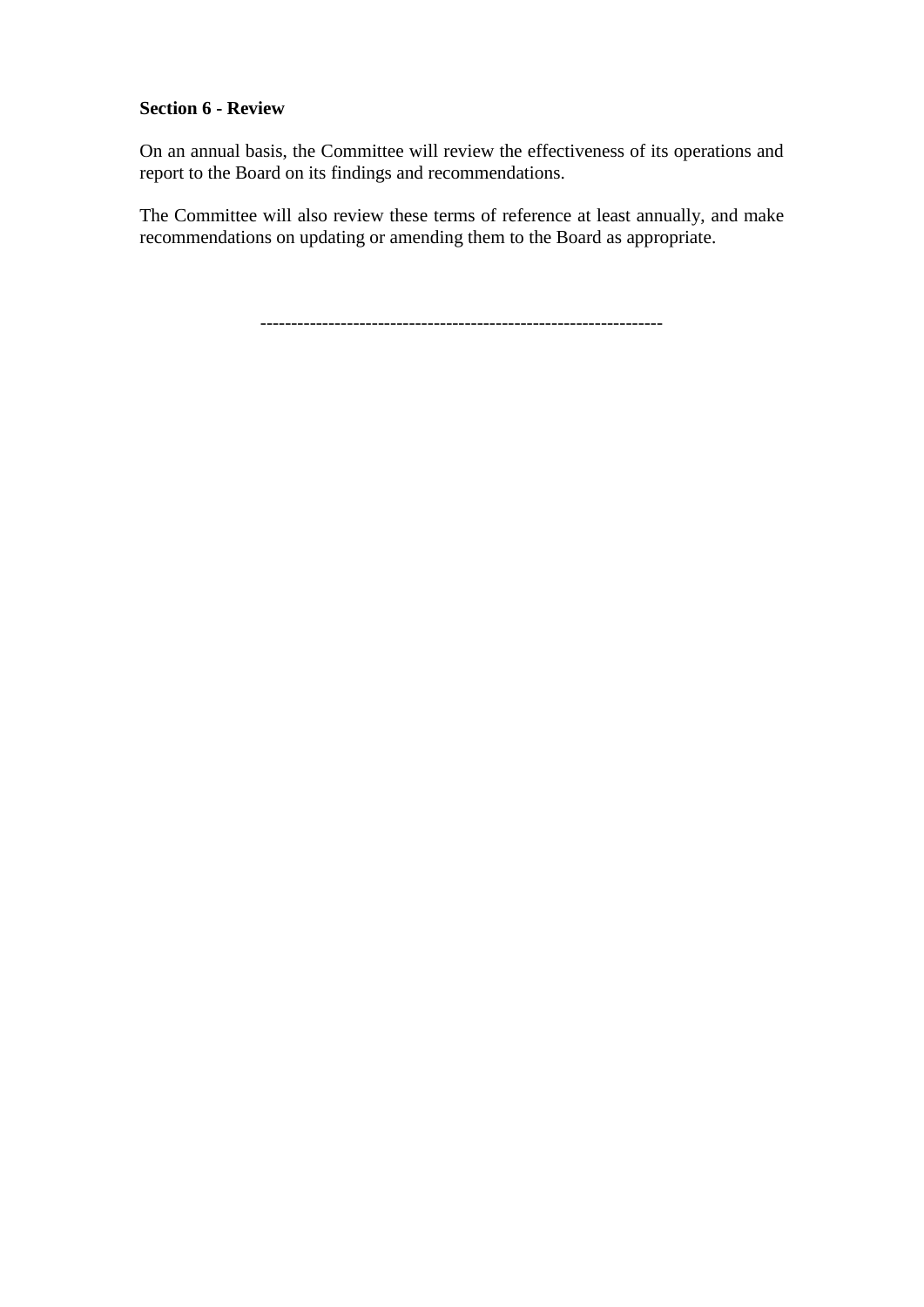**Section 6 - Review**

On an annual basis, the Committee will review the effectiveness of its operations and report to the Board on its findings and recommendations.

The Committee will also review these terms of reference at least annually, and make recommendations on updating or amending them to the Board as appropriate.

----------------------------------------------------------------